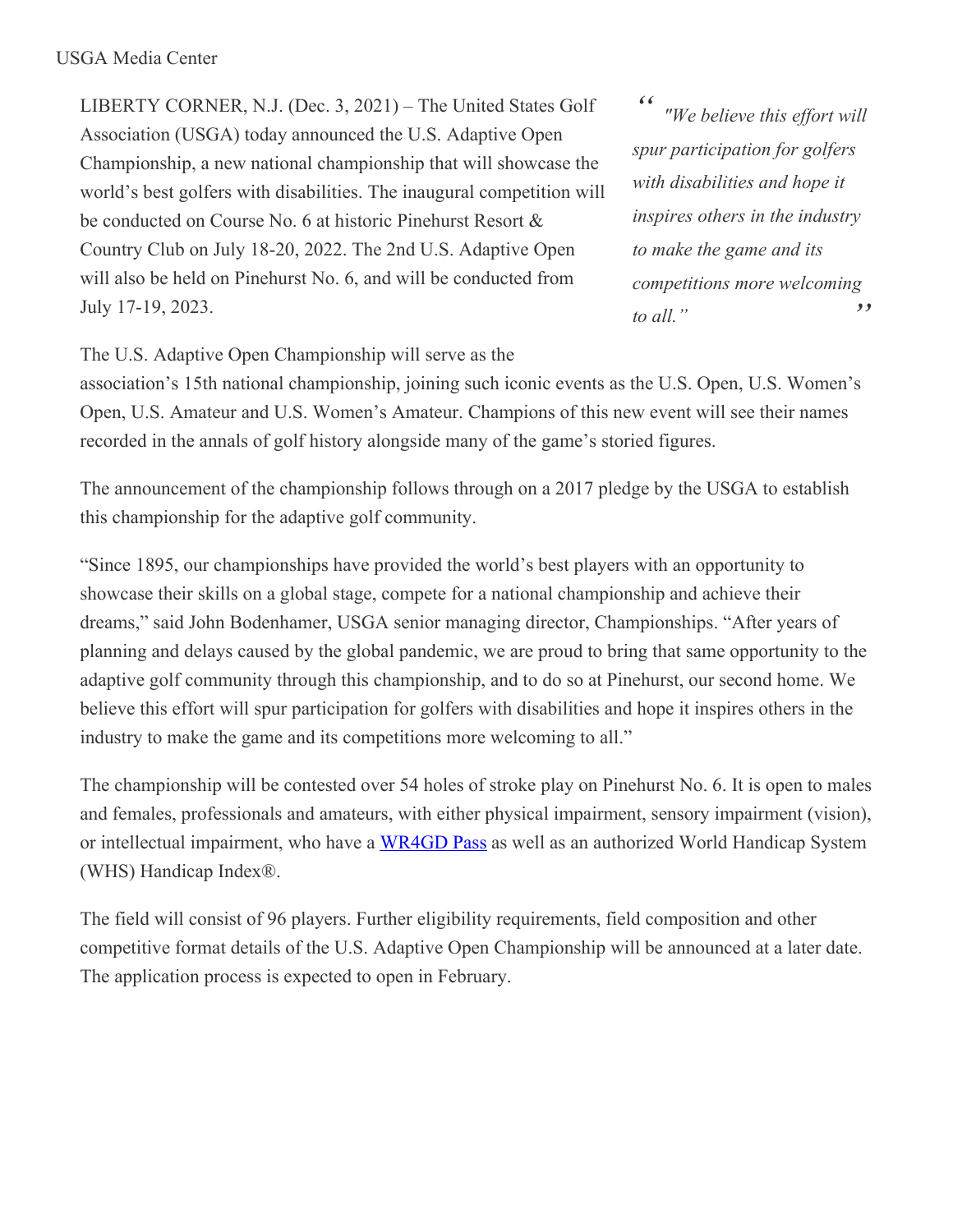USGA Media Center

LIBERTY CORNER, N.J. (Dec. 3, 2021) – The United States Golf Association (USGA) today announced the U.S. Adaptive Open Championship, a new national championship that will showcase the world's best golfers with disabilities. The inaugural competition will be conducted on Course No. 6 at historic Pinehurst Resort & Country Club on July 18-20, 2022. The 2nd U.S. Adaptive Open will also be held on Pinehurst No. 6, and will be conducted from July 17-19, 2023.

> *"We believe this effort will spur participation for golfers with disabilities and hope it inspires others in the industry to make the game and its competitions more welcoming to all."*

The U.S. Adaptive Open Championship will serve as the association's 15th national championship, joining such iconic events as the U.S. Open, U.S. Women's Open, U.S. Amateur and U.S. Women's Amateur. Champions of this new event will see their names recorded in the annals of golf history alongside many of the game's storied figures.

The announcement of the championship follows through on a 2017 pledge by the USGA to establish this championship for the adaptive golf community.

"Since 1895, our championships have provided the world's best players with an opportunity to showcase their skills on a global stage, compete for a national championship and achieve their dreams," said John Bodenhamer, USGA senior managing director, Championships. "After years of planning and delays caused by the global pandemic, we are proud to bring that same opportunity to the adaptive golf community through this championship, and to do so at Pinehurst, our second home. We believe this effort will spur participation for golfers with disabilities and hope it inspires others in the industry to make the game and its competitions more welcoming to all."

The championship will be contested over 54 holes of stroke play on Pinehurst No. 6. It is open to males and females, professionals and amateurs, with either physical impairment, sensory impairment (vision), or intellectual impairment, who have a WR4GD Pass as well as an authorized World Handicap System (WHS) Handicap Index®.

The field will consist of 96 players. Further eligibility requirements, field composition and other competitive format details of the U.S. Adaptive Open Championship will be announced at a later date. The application process is expected to open in February.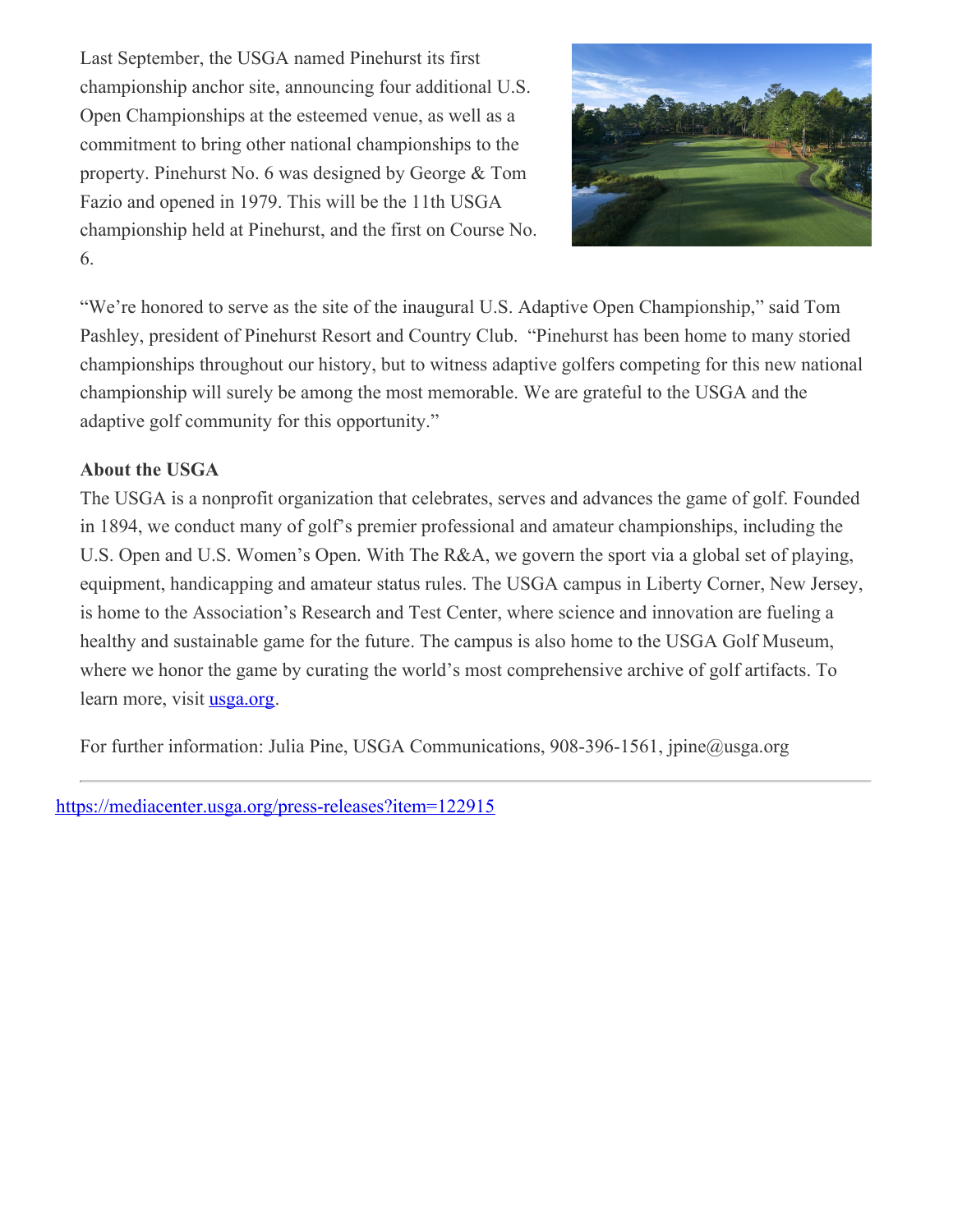Last September, the USGA named Pinehurst its first championship anchor site, announcing four additional U.S. Open Championships at the esteemed venue, as well as a commitment to bring other national championships to the property. Pinehurst No. 6 was designed by George & Tom Fazio and opened in 1979. This will be the 11th USGA championship held at Pinehurst, and the first on Course No. 6.

"We're honored to serve as the site of the inaugural U.S. Adaptive Open Championship," said Tom Pashley, president of Pinehurst Resort and Country Club. "Pinehurst has been home to many storied championships throughout our history, but to witness adaptive golfers competing for this new national championship will surely be among the most memorable. We are grateful to the USGA and the adaptive golf community for this opportunity."

**About the USGA**

The USGA is a nonprofit organization that celebrates, serves and advances the game of golf. Founded in 1894, we conduct many of golf's premier professional and amateur championships, including the U.S. Open and U.S. Women's Open. With The R&A, we govern the sport via a global set of playing, equipment, handicapping and amateur status rules. The USGA campus in Liberty Corner, New Jersey, is home to the Association's Research and Test Center, where science and innovation are fueling a healthy and sustainable game for the future. The campus is also home to the USGA Golf Museum, where we honor the game by curating the world's most comprehensive archive of golf artifacts. To learn more, visit [usga.org](https://usga.org).

For further information: Julia Pine, USGA Communications, 908-396-1561, jpine@usga.org

---

https://mediacenter.usga.org/press-releases?item=122915